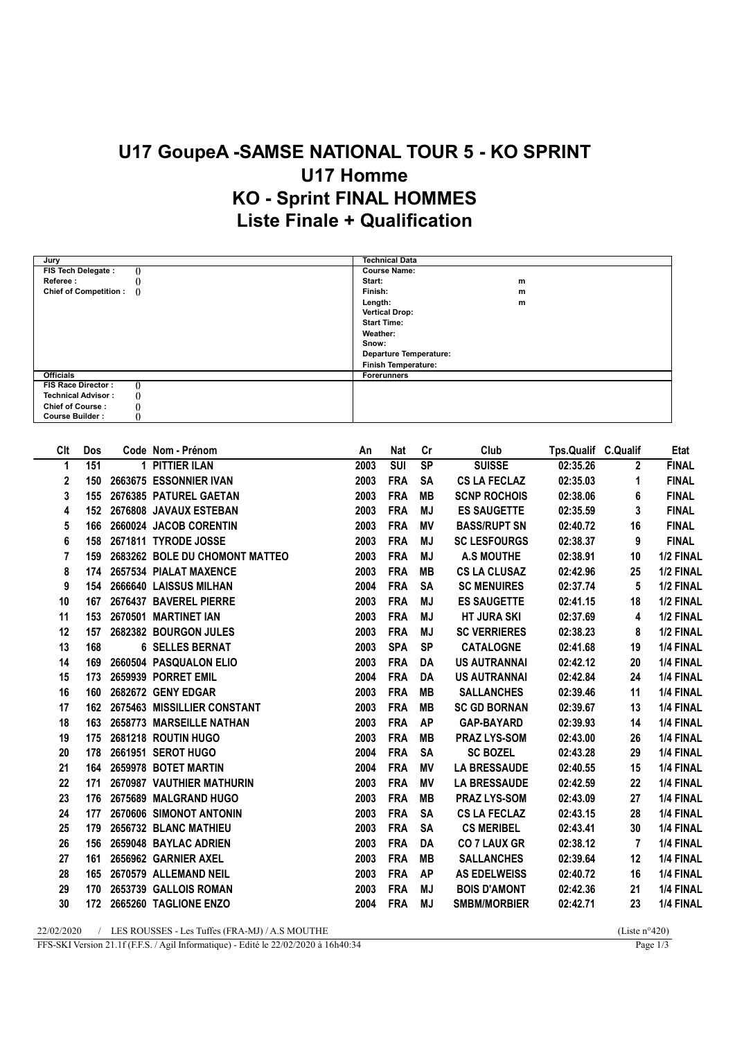# U17 GoupeA -SAMSE NATIONAL TOUR 5 - KO SPRINT
# U17 Homme
# KO - Sprint FINAL HOMMES
# Liste Finale + Qualification

| Jury | | Technical Data | |
|---|---|---|---|
| FIS Tech Delegate : | () | Course Name: | |
| Referee : | () | Start: | m |
| Chief of Competition : | () | Finish: | m |
| | | Length: | m |
| | | Vertical Drop: | |
| | | Start Time: | |
| | | Weather: | |
| | | Snow: | |
| | | Departure Temperature: | |
| | | Finish Temperature: | |
| **Officials** | | **Forerunners** | |
| FIS Race Director : | () | | |
| Technical Advisor : | () | | |
| Chief of Course : | () | | |
| Course Builder : | () | | |

| Clt | Dos | Code | Nom - Prénom | An | Nat | Cr | Club | Tps.Qualif | C.Qualif | Etat |
|---|---|---|---|---|---|---|---|---|---|---|
| 1 | 151 | 1 | PITTIER ILAN | 2003 | SUI | SP | SUISSE | 02:35.26 | 2 | FINAL |
| 2 | 150 | 2663675 | ESSONNIER IVAN | 2003 | FRA | SA | CS LA FECLAZ | 02:35.03 | 1 | FINAL |
| 3 | 155 | 2676385 | PATUREL GAETAN | 2003 | FRA | MB | SCNP ROCHOIS | 02:38.06 | 6 | FINAL |
| 4 | 152 | 2676808 | JAVAUX ESTEBAN | 2003 | FRA | MJ | ES SAUGETTE | 02:35.59 | 3 | FINAL |
| 5 | 166 | 2660024 | JACOB CORENTIN | 2003 | FRA | MV | BASS/RUPT SN | 02:40.72 | 16 | FINAL |
| 6 | 158 | 2671811 | TYRODE JOSSE | 2003 | FRA | MJ | SC LESFOURGS | 02:38.37 | 9 | FINAL |
| 7 | 159 | 2683262 | BOLE DU CHOMONT MATTEO | 2003 | FRA | MJ | A.S MOUTHE | 02:38.91 | 10 | 1/2 FINAL |
| 8 | 174 | 2657534 | PIALAT MAXENCE | 2003 | FRA | MB | CS LA CLUSAZ | 02:42.96 | 25 | 1/2 FINAL |
| 9 | 154 | 2666640 | LAISSUS MILHAN | 2004 | FRA | SA | SC MENUIRES | 02:37.74 | 5 | 1/2 FINAL |
| 10 | 167 | 2676437 | BAVEREL PIERRE | 2003 | FRA | MJ | ES SAUGETTE | 02:41.15 | 18 | 1/2 FINAL |
| 11 | 153 | 2670501 | MARTINET IAN | 2003 | FRA | MJ | HT JURA SKI | 02:37.69 | 4 | 1/2 FINAL |
| 12 | 157 | 2682382 | BOURGON JULES | 2003 | FRA | MJ | SC VERRIERES | 02:38.23 | 8 | 1/2 FINAL |
| 13 | 168 | 6 | SELLES BERNAT | 2003 | SPA | SP | CATALOGNE | 02:41.68 | 19 | 1/4 FINAL |
| 14 | 169 | 2660504 | PASQUALON ELIO | 2003 | FRA | DA | US AUTRANNAI | 02:42.12 | 20 | 1/4 FINAL |
| 15 | 173 | 2659939 | PORRET EMIL | 2004 | FRA | DA | US AUTRANNAI | 02:42.84 | 24 | 1/4 FINAL |
| 16 | 160 | 2682672 | GENY EDGAR | 2003 | FRA | MB | SALLANCHES | 02:39.46 | 11 | 1/4 FINAL |
| 17 | 162 | 2675463 | MISSILLIER CONSTANT | 2003 | FRA | MB | SC GD BORNAN | 02:39.67 | 13 | 1/4 FINAL |
| 18 | 163 | 2658773 | MARSEILLE NATHAN | 2003 | FRA | AP | GAP-BAYARD | 02:39.93 | 14 | 1/4 FINAL |
| 19 | 175 | 2681218 | ROUTIN HUGO | 2003 | FRA | MB | PRAZ LYS-SOM | 02:43.00 | 26 | 1/4 FINAL |
| 20 | 178 | 2661951 | SEROT HUGO | 2004 | FRA | SA | SC BOZEL | 02:43.28 | 29 | 1/4 FINAL |
| 21 | 164 | 2659978 | BOTET MARTIN | 2004 | FRA | MV | LA BRESSAUDE | 02:40.55 | 15 | 1/4 FINAL |
| 22 | 171 | 2670987 | VAUTHIER MATHURIN | 2003 | FRA | MV | LA BRESSAUDE | 02:42.59 | 22 | 1/4 FINAL |
| 23 | 176 | 2675689 | MALGRAND HUGO | 2003 | FRA | MB | PRAZ LYS-SOM | 02:43.09 | 27 | 1/4 FINAL |
| 24 | 177 | 2670606 | SIMONOT ANTONIN | 2003 | FRA | SA | CS LA FECLAZ | 02:43.15 | 28 | 1/4 FINAL |
| 25 | 179 | 2656732 | BLANC MATHIEU | 2003 | FRA | SA | CS MERIBEL | 02:43.41 | 30 | 1/4 FINAL |
| 26 | 156 | 2659048 | BAYLAC ADRIEN | 2003 | FRA | DA | CO 7 LAUX GR | 02:38.12 | 7 | 1/4 FINAL |
| 27 | 161 | 2656962 | GARNIER AXEL | 2003 | FRA | MB | SALLANCHES | 02:39.64 | 12 | 1/4 FINAL |
| 28 | 165 | 2670579 | ALLEMAND NEIL | 2003 | FRA | AP | AS EDELWEISS | 02:40.72 | 16 | 1/4 FINAL |
| 29 | 170 | 2653739 | GALLOIS ROMAN | 2003 | FRA | MJ | BOIS D'AMONT | 02:42.36 | 21 | 1/4 FINAL |
| 30 | 172 | 2665260 | TAGLIONE ENZO | 2004 | FRA | MJ | SMBM/MORBIER | 02:42.71 | 23 | 1/4 FINAL |

22/02/2020 / LES ROUSSES - Les Tuffes (FRA-MJ) / A.S MOUTHE (Liste n°420)

FFS-SKI Version 21.1f (F.F.S. / Agil Informatique) - Edité le 22/02/2020 à 16h40:34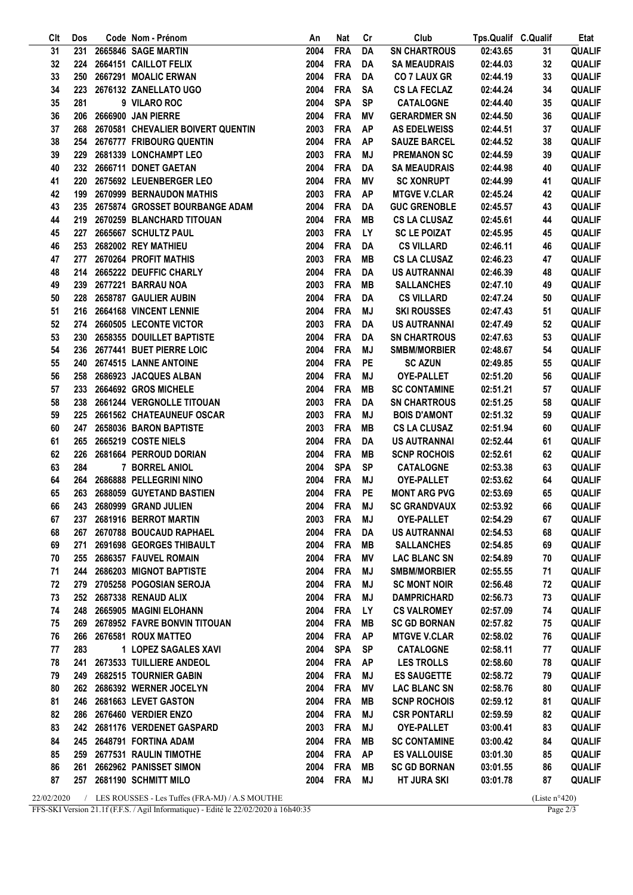| Clt | Dos | Code | Nom - Prénom | An | Nat | Cr | Club | Tps.Qualif | C.Qualif | Etat |
|---|---|---|---|---|---|---|---|---|---|---|
| 31 | 231 | 2665846 | SAGE MARTIN | 2004 | FRA | DA | SN CHARTROUS | 02:43.65 | 31 | QUALIF |
| 32 | 224 | 2664151 | CAILLOT FELIX | 2004 | FRA | DA | SA MEAUDRAIS | 02:44.03 | 32 | QUALIF |
| 33 | 250 | 2667291 | MOALIC ERWAN | 2004 | FRA | DA | CO 7 LAUX GR | 02:44.19 | 33 | QUALIF |
| 34 | 223 | 2676132 | ZANELLATO UGO | 2004 | FRA | SA | CS LA FECLAZ | 02:44.24 | 34 | QUALIF |
| 35 | 281 | 9 | VILARO ROC | 2004 | SPA | SP | CATALOGNE | 02:44.40 | 35 | QUALIF |
| 36 | 206 | 2666900 | JAN PIERRE | 2004 | FRA | MV | GERARDMER SN | 02:44.50 | 36 | QUALIF |
| 37 | 268 | 2670581 | CHEVALIER BOIVERT QUENTIN | 2003 | FRA | AP | AS EDELWEISS | 02:44.51 | 37 | QUALIF |
| 38 | 254 | 2676777 | FRIBOURG QUENTIN | 2004 | FRA | AP | SAUZE BARCEL | 02:44.52 | 38 | QUALIF |
| 39 | 229 | 2681339 | LONCHAMPT LEO | 2003 | FRA | MJ | PREMANON SC | 02:44.59 | 39 | QUALIF |
| 40 | 232 | 2666711 | DONET GAETAN | 2004 | FRA | DA | SA MEAUDRAIS | 02:44.98 | 40 | QUALIF |
| 41 | 220 | 2675692 | LEUENBERGER LEO | 2004 | FRA | MV | SC XONRUPT | 02:44.99 | 41 | QUALIF |
| 42 | 199 | 2670999 | BERNAUDON MATHIS | 2003 | FRA | AP | MTGVE V.CLAR | 02:45.24 | 42 | QUALIF |
| 43 | 235 | 2675874 | GROSSET BOURBANGE ADAM | 2004 | FRA | DA | GUC GRENOBLE | 02:45.57 | 43 | QUALIF |
| 44 | 219 | 2670259 | BLANCHARD TITOUAN | 2004 | FRA | MB | CS LA CLUSAZ | 02:45.61 | 44 | QUALIF |
| 45 | 227 | 2665667 | SCHULTZ PAUL | 2003 | FRA | LY | SC LE POIZAT | 02:45.95 | 45 | QUALIF |
| 46 | 253 | 2682002 | REY MATHIEU | 2004 | FRA | DA | CS VILLARD | 02:46.11 | 46 | QUALIF |
| 47 | 277 | 2670264 | PROFIT MATHIS | 2003 | FRA | MB | CS LA CLUSAZ | 02:46.23 | 47 | QUALIF |
| 48 | 214 | 2665222 | DEUFFIC CHARLY | 2004 | FRA | DA | US AUTRANNAI | 02:46.39 | 48 | QUALIF |
| 49 | 239 | 2677221 | BARRAU NOA | 2003 | FRA | MB | SALLANCHES | 02:47.10 | 49 | QUALIF |
| 50 | 228 | 2658787 | GAULIER AUBIN | 2004 | FRA | DA | CS VILLARD | 02:47.24 | 50 | QUALIF |
| 51 | 216 | 2664168 | VINCENT LENNIE | 2004 | FRA | MJ | SKI ROUSSES | 02:47.43 | 51 | QUALIF |
| 52 | 274 | 2660505 | LECONTE VICTOR | 2003 | FRA | DA | US AUTRANNAI | 02:47.49 | 52 | QUALIF |
| 53 | 230 | 2658355 | DOUILLET BAPTISTE | 2004 | FRA | DA | SN CHARTROUS | 02:47.63 | 53 | QUALIF |
| 54 | 236 | 2677441 | BUET PIERRE LOIC | 2004 | FRA | MJ | SMBM/MORBIER | 02:48.67 | 54 | QUALIF |
| 55 | 240 | 2674515 | LANNE ANTOINE | 2004 | FRA | PE | SC AZUN | 02:49.85 | 55 | QUALIF |
| 56 | 258 | 2686923 | JACQUES ALBAN | 2004 | FRA | MJ | OYE-PALLET | 02:51.20 | 56 | QUALIF |
| 57 | 233 | 2664692 | GROS MICHELE | 2004 | FRA | MB | SC CONTAMINE | 02:51.21 | 57 | QUALIF |
| 58 | 238 | 2661244 | VERGNOLLE TITOUAN | 2003 | FRA | DA | SN CHARTROUS | 02:51.25 | 58 | QUALIF |
| 59 | 225 | 2661562 | CHATEAUNEUF OSCAR | 2003 | FRA | MJ | BOIS D'AMONT | 02:51.32 | 59 | QUALIF |
| 60 | 247 | 2658036 | BARON BAPTISTE | 2003 | FRA | MB | CS LA CLUSAZ | 02:51.94 | 60 | QUALIF |
| 61 | 265 | 2665219 | COSTE NIELS | 2004 | FRA | DA | US AUTRANNAI | 02:52.44 | 61 | QUALIF |
| 62 | 226 | 2681664 | PERROUD DORIAN | 2004 | FRA | MB | SCNP ROCHOIS | 02:52.61 | 62 | QUALIF |
| 63 | 284 | 7 | BORREL ANIOL | 2004 | SPA | SP | CATALOGNE | 02:53.38 | 63 | QUALIF |
| 64 | 264 | 2686888 | PELLEGRINI NINO | 2004 | FRA | MJ | OYE-PALLET | 02:53.62 | 64 | QUALIF |
| 65 | 263 | 2688059 | GUYETAND BASTIEN | 2004 | FRA | PE | MONT ARG PVG | 02:53.69 | 65 | QUALIF |
| 66 | 243 | 2680999 | GRAND JULIEN | 2004 | FRA | MJ | SC GRANDVAUX | 02:53.92 | 66 | QUALIF |
| 67 | 237 | 2681916 | BERROT MARTIN | 2003 | FRA | MJ | OYE-PALLET | 02:54.29 | 67 | QUALIF |
| 68 | 267 | 2670788 | BOUCAUD RAPHAEL | 2004 | FRA | DA | US AUTRANNAI | 02:54.53 | 68 | QUALIF |
| 69 | 271 | 2691698 | GEORGES THIBAULT | 2004 | FRA | MB | SALLANCHES | 02:54.85 | 69 | QUALIF |
| 70 | 255 | 2686357 | FAUVEL ROMAIN | 2004 | FRA | MV | LAC BLANC SN | 02:54.89 | 70 | QUALIF |
| 71 | 244 | 2686203 | MIGNOT BAPTISTE | 2004 | FRA | MJ | SMBM/MORBIER | 02:55.55 | 71 | QUALIF |
| 72 | 279 | 2705258 | POGOSIAN SEROJA | 2004 | FRA | MJ | SC MONT NOIR | 02:56.48 | 72 | QUALIF |
| 73 | 252 | 2687338 | RENAUD ALIX | 2004 | FRA | MJ | DAMPRICHARD | 02:56.73 | 73 | QUALIF |
| 74 | 248 | 2665905 | MAGINI ELOHANN | 2004 | FRA | LY | CS VALROMEY | 02:57.09 | 74 | QUALIF |
| 75 | 269 | 2678952 | FAVRE BONVIN TITOUAN | 2004 | FRA | MB | SC GD BORNAN | 02:57.82 | 75 | QUALIF |
| 76 | 266 | 2676581 | ROUX MATTEO | 2004 | FRA | AP | MTGVE V.CLAR | 02:58.02 | 76 | QUALIF |
| 77 | 283 | 1 | LOPEZ SAGALES XAVI | 2004 | SPA | SP | CATALOGNE | 02:58.11 | 77 | QUALIF |
| 78 | 241 | 2673533 | TUILLIERE ANDEOL | 2004 | FRA | AP | LES TROLLS | 02:58.60 | 78 | QUALIF |
| 79 | 249 | 2682515 | TOURNIER GABIN | 2004 | FRA | MJ | ES SAUGETTE | 02:58.72 | 79 | QUALIF |
| 80 | 262 | 2686392 | WERNER JOCELYN | 2004 | FRA | MV | LAC BLANC SN | 02:58.76 | 80 | QUALIF |
| 81 | 246 | 2681663 | LEVET GASTON | 2004 | FRA | MB | SCNP ROCHOIS | 02:59.12 | 81 | QUALIF |
| 82 | 286 | 2676460 | VERDIER ENZO | 2004 | FRA | MJ | CSR PONTARLI | 02:59.59 | 82 | QUALIF |
| 83 | 242 | 2681176 | VERDENET GASPARD | 2003 | FRA | MJ | OYE-PALLET | 03:00.41 | 83 | QUALIF |
| 84 | 245 | 2648791 | FORTINA ADAM | 2004 | FRA | MB | SC CONTAMINE | 03:00.42 | 84 | QUALIF |
| 85 | 259 | 2677531 | RAULIN TIMOTHE | 2004 | FRA | AP | ES VALLOUISE | 03:01.30 | 85 | QUALIF |
| 86 | 261 | 2662962 | PANISSET SIMON | 2004 | FRA | MB | SC GD BORNAN | 03:01.55 | 86 | QUALIF |
| 87 | 257 | 2681190 | SCHMITT MILO | 2004 | FRA | MJ | HT JURA SKI | 03:01.78 | 87 | QUALIF |

22/02/2020 / LES ROUSSES - Les Tuffes (FRA-MJ) / A.S MOUTHE (Liste n°420)

FFS-SKI Version 21.1f (F.F.S. / Agil Informatique) - Edité le 22/02/2020 à 16h40:35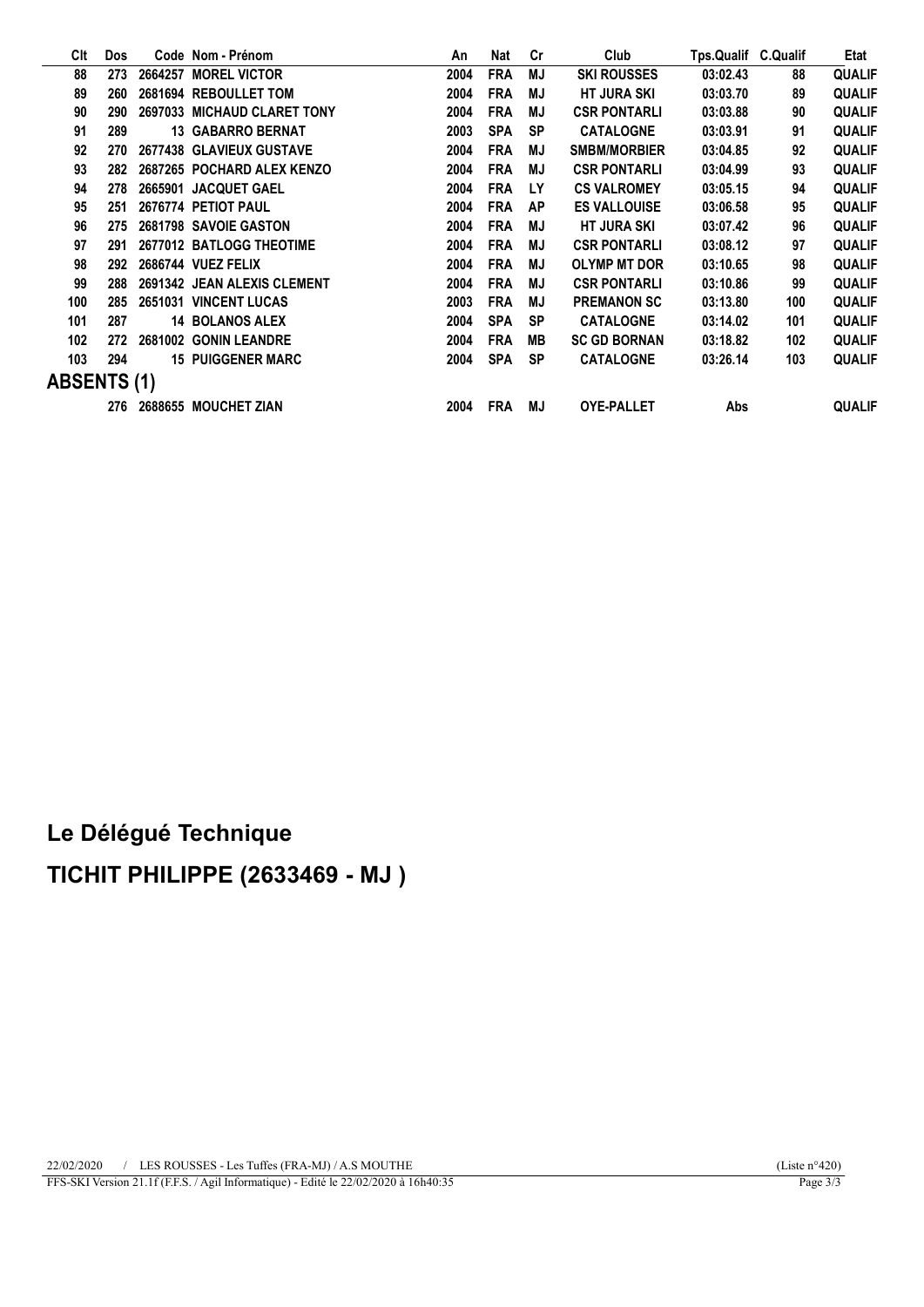| Clt | Dos | Code | Nom - Prénom | An | Nat | Cr | Club | Tps.Qualif | C.Qualif | Etat |
|---|---|---|---|---|---|---|---|---|---|---|
| 88 | 273 | 2664257 | MOREL VICTOR | 2004 | FRA | MJ | SKI ROUSSES | 03:02.43 | 88 | QUALIF |
| 89 | 260 | 2681694 | REBOULLET TOM | 2004 | FRA | MJ | HT JURA SKI | 03:03.70 | 89 | QUALIF |
| 90 | 290 | 2697033 | MICHAUD CLARET TONY | 2004 | FRA | MJ | CSR PONTARLI | 03:03.88 | 90 | QUALIF |
| 91 | 289 | 13 | GABARRO BERNAT | 2003 | SPA | SP | CATALOGNE | 03:03.91 | 91 | QUALIF |
| 92 | 270 | 2677438 | GLAVIEUX GUSTAVE | 2004 | FRA | MJ | SMBM/MORBIER | 03:04.85 | 92 | QUALIF |
| 93 | 282 | 2687265 | POCHARD ALEX KENZO | 2004 | FRA | MJ | CSR PONTARLI | 03:04.99 | 93 | QUALIF |
| 94 | 278 | 2665901 | JACQUET GAEL | 2004 | FRA | LY | CS VALROMEY | 03:05.15 | 94 | QUALIF |
| 95 | 251 | 2676774 | PETIOT PAUL | 2004 | FRA | AP | ES VALLOUISE | 03:06.58 | 95 | QUALIF |
| 96 | 275 | 2681798 | SAVOIE GASTON | 2004 | FRA | MJ | HT JURA SKI | 03:07.42 | 96 | QUALIF |
| 97 | 291 | 2677012 | BATLOGG THEOTIME | 2004 | FRA | MJ | CSR PONTARLI | 03:08.12 | 97 | QUALIF |
| 98 | 292 | 2686744 | VUEZ FELIX | 2004 | FRA | MJ | OLYMP MT DOR | 03:10.65 | 98 | QUALIF |
| 99 | 288 | 2691342 | JEAN ALEXIS CLEMENT | 2004 | FRA | MJ | CSR PONTARLI | 03:10.86 | 99 | QUALIF |
| 100 | 285 | 2651031 | VINCENT LUCAS | 2003 | FRA | MJ | PREMANON SC | 03:13.80 | 100 | QUALIF |
| 101 | 287 | 14 | BOLANOS ALEX | 2004 | SPA | SP | CATALOGNE | 03:14.02 | 101 | QUALIF |
| 102 | 272 | 2681002 | GONIN LEANDRE | 2004 | FRA | MB | SC GD BORNAN | 03:18.82 | 102 | QUALIF |
| 103 | 294 | 15 | PUIGGENER MARC | 2004 | SPA | SP | CATALOGNE | 03:26.14 | 103 | QUALIF |
| **ABSENTS (1)** | | | | | | | | | | |
| | 276 | 2688655 | MOUCHET ZIAN | 2004 | FRA | MJ | OYE-PALLET | Abs | | QUALIF |

## Le Délégué Technique

## TICHIT PHILIPPE (2633469 - MJ )

22/02/2020 / LES ROUSSES - Les Tuffes (FRA-MJ) / A.S MOUTHE (Liste n°420)

FFS-SKI Version 21.1f (F.F.S. / Agil Informatique) - Edité le 22/02/2020 à 16h40:35